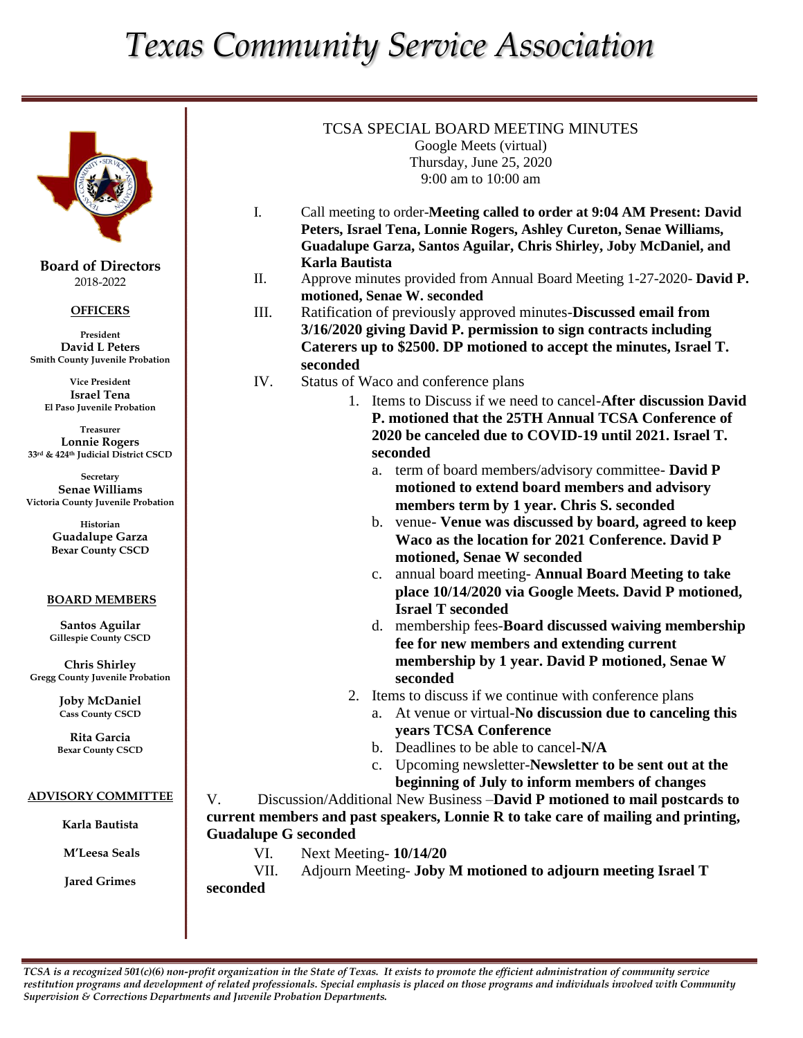# Texas Community Service Association

**Board of Directors**
2018-2022

**OFFICERS**

President
**David L Peters**
Smith County Juvenile Probation

Vice President
**Israel Tena**
El Paso Juvenile Probation

Treasurer
**Lonnie Rogers**
33rd & 424th Judicial District CSCD

Secretary
**Senae Williams**
Victoria County Juvenile Probation

Historian
**Guadalupe Garza**
Bexar County CSCD

**BOARD MEMBERS**

**Santos Aguilar**
Gillespie County CSCD

**Chris Shirley**
Gregg County Juvenile Probation

**Joby McDaniel**
Cass County CSCD

**Rita Garcia**
Bexar County CSCD

**ADVISORY COMMITTEE**

**Karla Bautista**

**M'Leesa Seals**

**Jared Grimes**

## TCSA SPECIAL BOARD MEETING MINUTES

Google Meets (virtual)
Thursday, June 25, 2020
9:00 am to 10:00 am

I. Call meeting to order-**Meeting called to order at 9:04 AM Present: David Peters, Israel Tena, Lonnie Rogers, Ashley Cureton, Senae Williams, Guadalupe Garza, Santos Aguilar, Chris Shirley, Joby McDaniel, and Karla Bautista**

II. Approve minutes provided from Annual Board Meeting 1-27-2020- **David P. motioned, Senae W. seconded**

III. Ratification of previously approved minutes-**Discussed email from 3/16/2020 giving David P. permission to sign contracts including Caterers up to $2500. DP motioned to accept the minutes, Israel T. seconded**

IV. Status of Waco and conference plans

1. Items to Discuss if we need to cancel-**After discussion David P. motioned that the 25TH Annual TCSA Conference of 2020 be canceled due to COVID-19 until 2021. Israel T. seconded**
   a. term of board members/advisory committee- **David P motioned to extend board members and advisory members term by 1 year. Chris S. seconded**
   b. venue- **Venue was discussed by board, agreed to keep Waco as the location for 2021 Conference. David P motioned, Senae W seconded**
   c. annual board meeting- **Annual Board Meeting to take place 10/14/2020 via Google Meets. David P motioned, Israel T seconded**
   d. membership fees-**Board discussed waiving membership fee for new members and extending current membership by 1 year. David P motioned, Senae W seconded**
2. Items to discuss if we continue with conference plans
   a. At venue or virtual-**No discussion due to canceling this years TCSA Conference**
   b. Deadlines to be able to cancel-**N/A**
   c. Upcoming newsletter-**Newsletter to be sent out at the beginning of July to inform members of changes**

V. Discussion/Additional New Business –**David P motioned to mail postcards to current members and past speakers, Lonnie R to take care of mailing and printing, Guadalupe G seconded**

VI. Next Meeting- **10/14/20**

VII. Adjourn Meeting- **Joby M motioned to adjourn meeting Israel T seconded**

*TCSA is a recognized 501(c)(6) non-profit organization in the State of Texas. It exists to promote the efficient administration of community service restitution programs and development of related professionals. Special emphasis is placed on those programs and individuals involved with Community Supervision & Corrections Departments and Juvenile Probation Departments.*